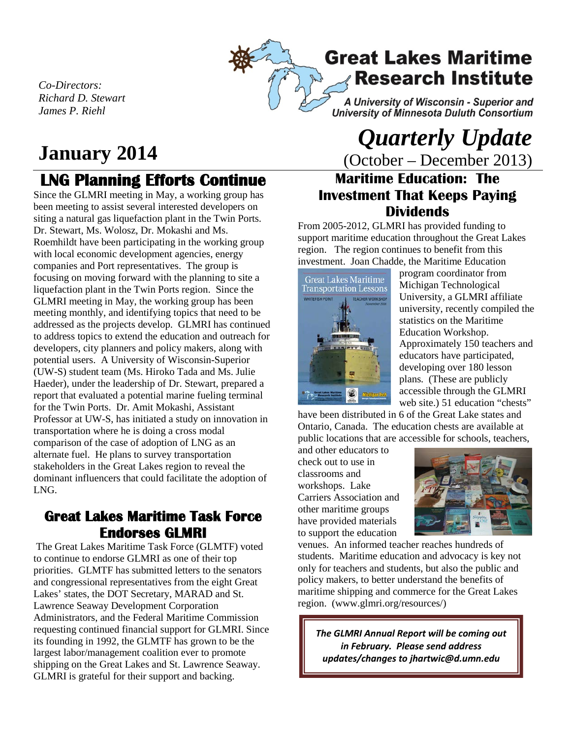*Co-Directors:*
*Richard D. Stewart*
*James P. Riehl*

# Great Lakes Maritime Research Institute

***A University of Wisconsin - Superior and University of Minnesota Duluth Consortium***

## January 2014

## *Quarterly Update*

(October – December 2013)

## LNG Planning Efforts Continue

Since the GLMRI meeting in May, a working group has been meeting to assist several interested developers on siting a natural gas liquefaction plant in the Twin Ports. Dr. Stewart, Ms. Wolosz, Dr. Mokashi and Ms. Roemhildt have been participating in the working group with local economic development agencies, energy companies and Port representatives. The group is focusing on moving forward with the planning to site a liquefaction plant in the Twin Ports region. Since the GLMRI meeting in May, the working group has been meeting monthly, and identifying topics that need to be addressed as the projects develop. GLMRI has continued to address topics to extend the education and outreach for developers, city planners and policy makers, along with potential users. A University of Wisconsin-Superior (UW-S) student team (Ms. Hiroko Tada and Ms. Julie Haeder), under the leadership of Dr. Stewart, prepared a report that evaluated a potential marine fueling terminal for the Twin Ports. Dr. Amit Mokashi, Assistant Professor at UW-S, has initiated a study on innovation in transportation where he is doing a cross modal comparison of the case of adoption of LNG as an alternate fuel. He plans to survey transportation stakeholders in the Great Lakes region to reveal the dominant influencers that could facilitate the adoption of LNG.

## Great Lakes Maritime Task Force Endorses GLMRI

The Great Lakes Maritime Task Force (GLMTF) voted to continue to endorse GLMRI as one of their top priorities. GLMTF has submitted letters to the senators and congressional representatives from the eight Great Lakes' states, the DOT Secretary, MARAD and St. Lawrence Seaway Development Corporation Administrators, and the Federal Maritime Commission requesting continued financial support for GLMRI. Since its founding in 1992, the GLMTF has grown to be the largest labor/management coalition ever to promote shipping on the Great Lakes and St. Lawrence Seaway. GLMRI is grateful for their support and backing.

## Maritime Education: The Investment That Keeps Paying Dividends

From 2005-2012, GLMRI has provided funding to support maritime education throughout the Great Lakes region. The region continues to benefit from this investment. Joan Chadde, the Maritime Education program coordinator from Michigan Technological University, a GLMRI affiliate university, recently compiled the statistics on the Maritime Education Workshop. Approximately 150 teachers and educators have participated, developing over 180 lesson plans. (These are publicly accessible through the GLMRI web site.) 51 education "chests" have been distributed in 6 of the Great Lake states and Ontario, Canada. The education chests are available at public locations that are accessible for schools, teachers, and other educators to check out to use in classrooms and workshops. Lake Carriers Association and other maritime groups have provided materials to support the education venues. An informed teacher reaches hundreds of students. Maritime education and advocacy is key not only for teachers and students, but also the public and policy makers, to better understand the benefits of maritime shipping and commerce for the Great Lakes region. (www.glmri.org/resources/)

***The GLMRI Annual Report will be coming out in February. Please send address updates/changes to jhartwic@d.umn.edu***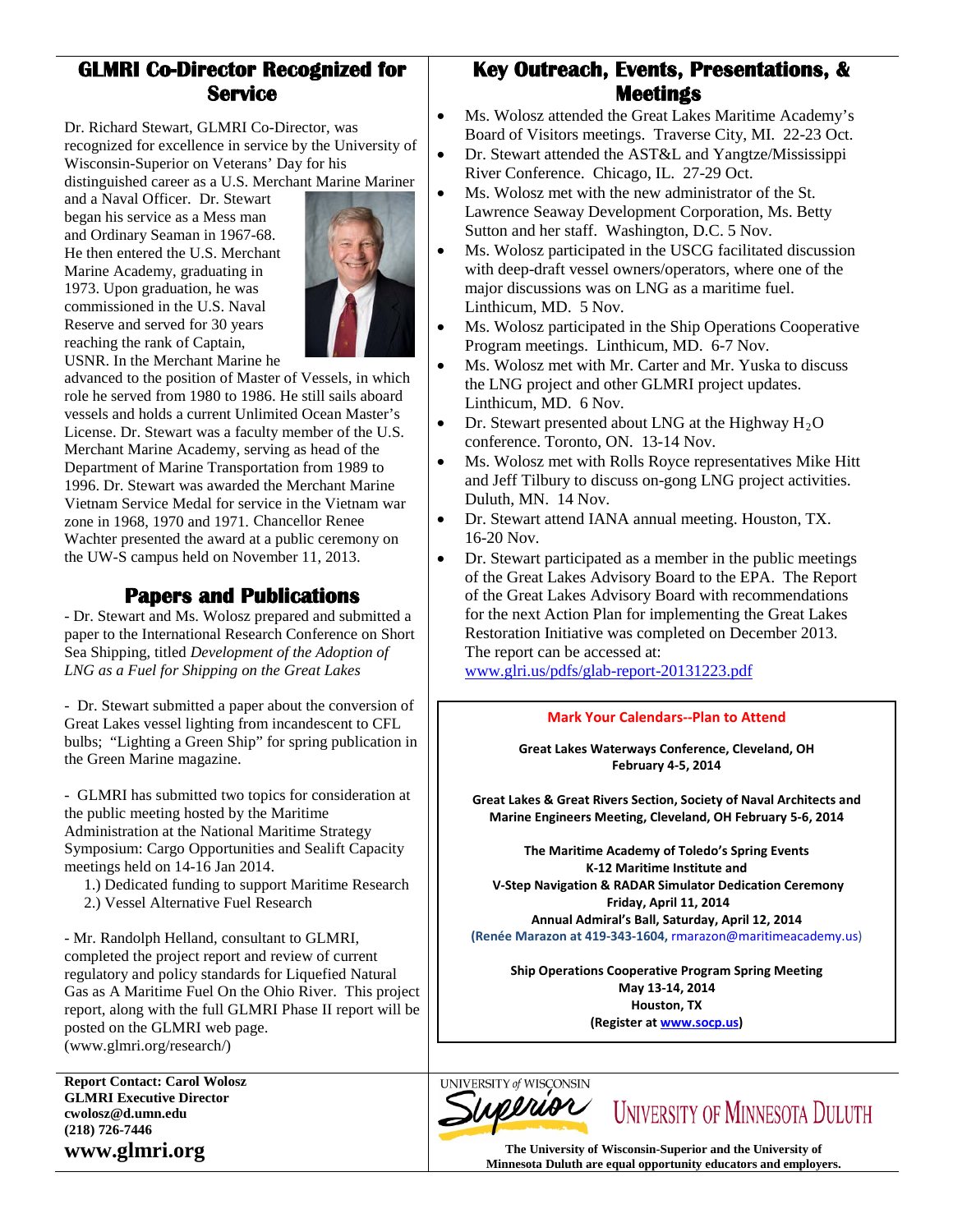## GLMRI Co-Director Recognized for Service

Dr. Richard Stewart, GLMRI Co-Director, was recognized for excellence in service by the University of Wisconsin-Superior on Veterans' Day for his distinguished career as a U.S. Merchant Marine Mariner and a Naval Officer. Dr. Stewart began his service as a Mess man and Ordinary Seaman in 1967-68. He then entered the U.S. Merchant Marine Academy, graduating in 1973. Upon graduation, he was commissioned in the U.S. Naval Reserve and served for 30 years reaching the rank of Captain, USNR. In the Merchant Marine he advanced to the position of Master of Vessels, in which role he served from 1980 to 1986. He still sails aboard vessels and holds a current Unlimited Ocean Master's License. Dr. Stewart was a faculty member of the U.S. Merchant Marine Academy, serving as head of the Department of Marine Transportation from 1989 to 1996. Dr. Stewart was awarded the Merchant Marine Vietnam Service Medal for service in the Vietnam war zone in 1968, 1970 and 1971. Chancellor Renee Wachter presented the award at a public ceremony on the UW-S campus held on November 11, 2013.

## Papers and Publications

- Dr. Stewart and Ms. Wolosz prepared and submitted a paper to the International Research Conference on Short Sea Shipping, titled *Development of the Adoption of LNG as a Fuel for Shipping on the Great Lakes*

- Dr. Stewart submitted a paper about the conversion of Great Lakes vessel lighting from incandescent to CFL bulbs; "Lighting a Green Ship" for spring publication in the Green Marine magazine.

- GLMRI has submitted two topics for consideration at the public meeting hosted by the Maritime Administration at the National Maritime Strategy Symposium: Cargo Opportunities and Sealift Capacity meetings held on 14-16 Jan 2014.

1.) Dedicated funding to support Maritime Research
2.) Vessel Alternative Fuel Research

- Mr. Randolph Helland, consultant to GLMRI, completed the project report and review of current regulatory and policy standards for Liquefied Natural Gas as A Maritime Fuel On the Ohio River. This project report, along with the full GLMRI Phase II report will be posted on the GLMRI web page. (www.glmri.org/research/)

## Key Outreach, Events, Presentations, & Meetings

- Ms. Wolosz attended the Great Lakes Maritime Academy's Board of Visitors meetings. Traverse City, MI. 22-23 Oct.
- Dr. Stewart attended the AST&L and Yangtze/Mississippi River Conference. Chicago, IL. 27-29 Oct.
- Ms. Wolosz met with the new administrator of the St. Lawrence Seaway Development Corporation, Ms. Betty Sutton and her staff. Washington, D.C. 5 Nov.
- Ms. Wolosz participated in the USCG facilitated discussion with deep-draft vessel owners/operators, where one of the major discussions was on LNG as a maritime fuel. Linthicum, MD. 5 Nov.
- Ms. Wolosz participated in the Ship Operations Cooperative Program meetings. Linthicum, MD. 6-7 Nov.
- Ms. Wolosz met with Mr. Carter and Mr. Yuska to discuss the LNG project and other GLMRI project updates. Linthicum, MD. 6 Nov.
- Dr. Stewart presented about LNG at the Highway $H_2O$ conference. Toronto, ON. 13-14 Nov.
- Ms. Wolosz met with Rolls Royce representatives Mike Hitt and Jeff Tilbury to discuss on-gong LNG project activities. Duluth, MN. 14 Nov.
- Dr. Stewart attend IANA annual meeting. Houston, TX. 16-20 Nov.
- Dr. Stewart participated as a member in the public meetings of the Great Lakes Advisory Board to the EPA. The Report of the Great Lakes Advisory Board with recommendations for the next Action Plan for implementing the Great Lakes Restoration Initiative was completed on December 2013. The report can be accessed at: www.glri.us/pdfs/glab-report-20131223.pdf

**Mark Your Calendars--Plan to Attend**

**Great Lakes Waterways Conference, Cleveland, OH**
**February 4-5, 2014**

**Great Lakes & Great Rivers Section, Society of Naval Architects and Marine Engineers Meeting, Cleveland, OH February 5-6, 2014**

**The Maritime Academy of Toledo's Spring Events**
**K-12 Maritime Institute and**
**V-Step Navigation & RADAR Simulator Dedication Ceremony**
**Friday, April 11, 2014**
**Annual Admiral's Ball, Saturday, April 12, 2014**
(Renée Marazon at 419-343-1604, rmarazon@maritimeacademy.us)

**Ship Operations Cooperative Program Spring Meeting**
**May 13-14, 2014**
**Houston, TX**
**(Register at www.socp.us)**

**Report Contact: Carol Wolosz**
**GLMRI Executive Director**
**cwolosz@d.umn.edu**
**(218) 726-7446**
**www.glmri.org**

University of Wisconsin Superior | University of Minnesota Duluth

**The University of Wisconsin-Superior and the University of Minnesota Duluth are equal opportunity educators and employers.**